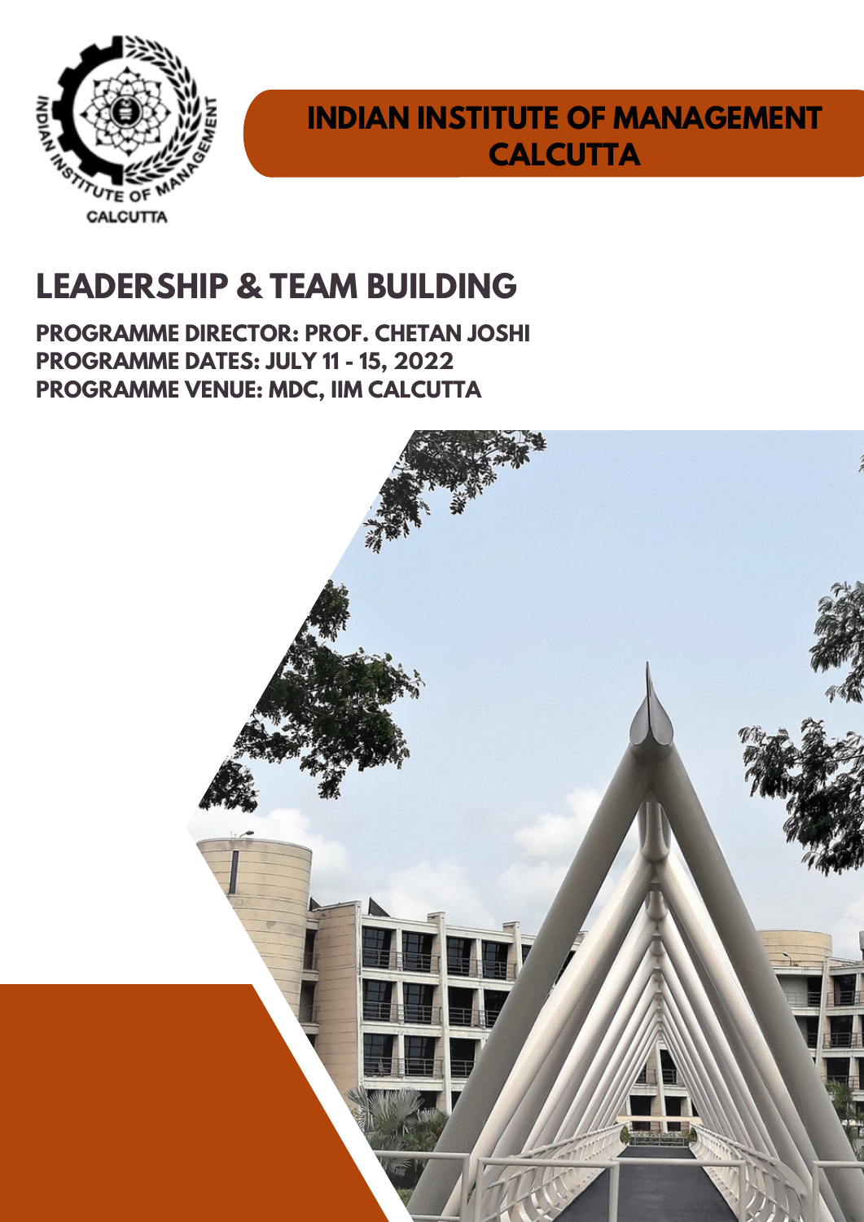# INDIAN INSTITUTE OF MANAGEMENT CALCUTTA

## LEADERSHIP & TEAM BUILDING

**PROGRAMME DIRECTOR: PROF. CHETAN JOSHI**
**PROGRAMME DATES: JULY 11 - 15, 2022**
**PROGRAMME VENUE: MDC, IIM CALCUTTA**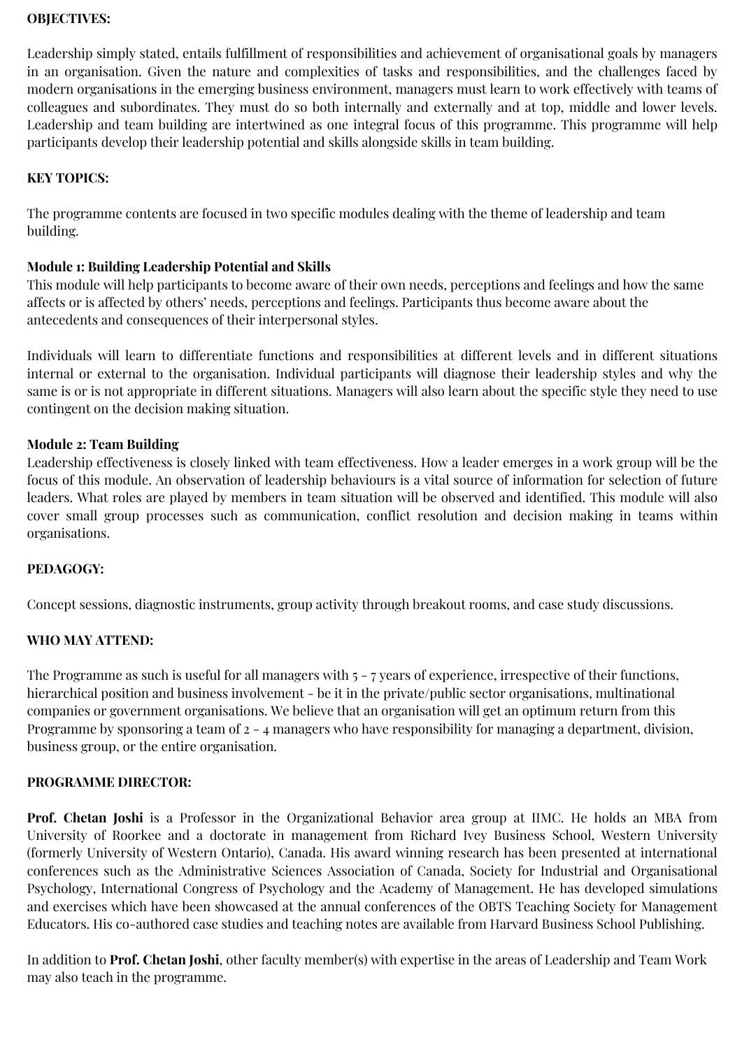## OBJECTIVES:

Leadership simply stated, entails fulfillment of responsibilities and achievement of organisational goals by managers in an organisation. Given the nature and complexities of tasks and responsibilities, and the challenges faced by modern organisations in the emerging business environment, managers must learn to work effectively with teams of colleagues and subordinates. They must do so both internally and externally and at top, middle and lower levels. Leadership and team building are intertwined as one integral focus of this programme. This programme will help participants develop their leadership potential and skills alongside skills in team building.

## KEY TOPICS:

The programme contents are focused in two specific modules dealing with the theme of leadership and team building.

### Module 1: Building Leadership Potential and Skills

This module will help participants to become aware of their own needs, perceptions and feelings and how the same affects or is affected by others' needs, perceptions and feelings. Participants thus become aware about the antecedents and consequences of their interpersonal styles.

Individuals will learn to differentiate functions and responsibilities at different levels and in different situations internal or external to the organisation. Individual participants will diagnose their leadership styles and why the same is or is not appropriate in different situations. Managers will also learn about the specific style they need to use contingent on the decision making situation.

### Module 2: Team Building

Leadership effectiveness is closely linked with team effectiveness. How a leader emerges in a work group will be the focus of this module. An observation of leadership behaviours is a vital source of information for selection of future leaders. What roles are played by members in team situation will be observed and identified. This module will also cover small group processes such as communication, conflict resolution and decision making in teams within organisations.

## PEDAGOGY:

Concept sessions, diagnostic instruments, group activity through breakout rooms, and case study discussions.

## WHO MAY ATTEND:

The Programme as such is useful for all managers with 5 - 7 years of experience, irrespective of their functions, hierarchical position and business involvement - be it in the private/public sector organisations, multinational companies or government organisations. We believe that an organisation will get an optimum return from this Programme by sponsoring a team of 2 - 4 managers who have responsibility for managing a department, division, business group, or the entire organisation.

## PROGRAMME DIRECTOR:

**Prof. Chetan Joshi** is a Professor in the Organizational Behavior area group at IIMC. He holds an MBA from University of Roorkee and a doctorate in management from Richard Ivey Business School, Western University (formerly University of Western Ontario), Canada. His award winning research has been presented at international conferences such as the Administrative Sciences Association of Canada, Society for Industrial and Organisational Psychology, International Congress of Psychology and the Academy of Management. He has developed simulations and exercises which have been showcased at the annual conferences of the OBTS Teaching Society for Management Educators. His co-authored case studies and teaching notes are available from Harvard Business School Publishing.

In addition to **Prof. Chetan Joshi**, other faculty member(s) with expertise in the areas of Leadership and Team Work may also teach in the programme.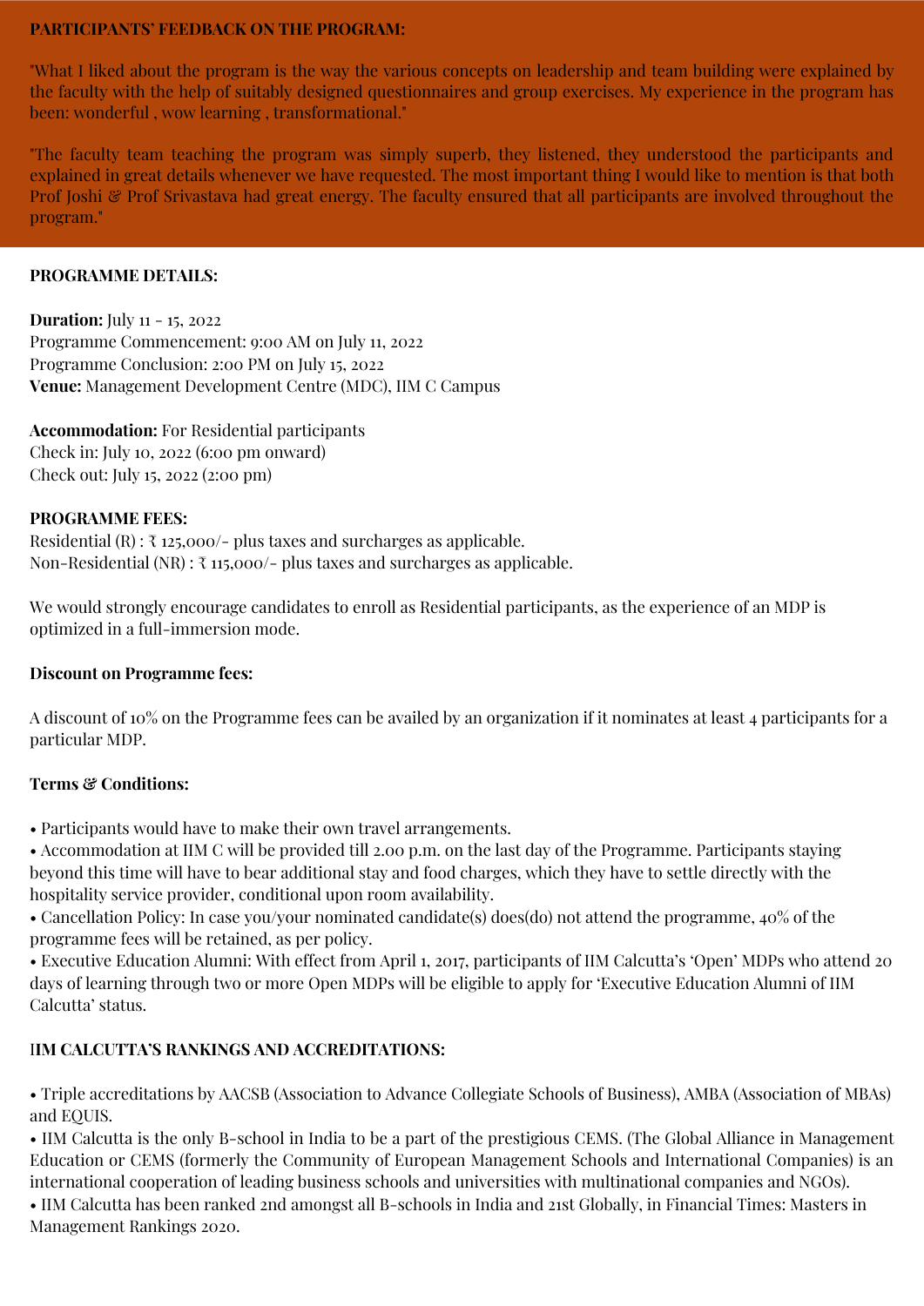**PARTICIPANTS' FEEDBACK ON THE PROGRAM:**

"What I liked about the program is the way the various concepts on leadership and team building were explained by the faculty with the help of suitably designed questionnaires and group exercises. My experience in the program has been: wonderful , wow learning , transformational."

"The faculty team teaching the program was simply superb, they listened, they understood the participants and explained in great details whenever we have requested. The most important thing I would like to mention is that both Prof Joshi & Prof Srivastava had great energy. The faculty ensured that all participants are involved throughout the program."

**PROGRAMME DETAILS:**

**Duration:** July 11 - 15, 2022
Programme Commencement: 9:00 AM on July 11, 2022
Programme Conclusion: 2:00 PM on July 15, 2022
**Venue:** Management Development Centre (MDC), IIM C Campus

**Accommodation:** For Residential participants
Check in: July 10, 2022 (6:00 pm onward)
Check out: July 15, 2022 (2:00 pm)

**PROGRAMME FEES:**
Residential (R) : ₹ 125,000/- plus taxes and surcharges as applicable.
Non-Residential (NR) : ₹ 115,000/- plus taxes and surcharges as applicable.

We would strongly encourage candidates to enroll as Residential participants, as the experience of an MDP is optimized in a full-immersion mode.

**Discount on Programme fees:**

A discount of 10% on the Programme fees can be availed by an organization if it nominates at least 4 participants for a particular MDP.

**Terms & Conditions:**

- Participants would have to make their own travel arrangements.
- Accommodation at IIM C will be provided till 2.00 p.m. on the last day of the Programme. Participants staying beyond this time will have to bear additional stay and food charges, which they have to settle directly with the hospitality service provider, conditional upon room availability.
- Cancellation Policy: In case you/your nominated candidate(s) does(do) not attend the programme, 40% of the programme fees will be retained, as per policy.
- Executive Education Alumni: With effect from April 1, 2017, participants of IIM Calcutta's 'Open' MDPs who attend 20 days of learning through two or more Open MDPs will be eligible to apply for 'Executive Education Alumni of IIM Calcutta' status.

**IIM CALCUTTA'S RANKINGS AND ACCREDITATIONS:**

- Triple accreditations by AACSB (Association to Advance Collegiate Schools of Business), AMBA (Association of MBAs) and EQUIS.
- IIM Calcutta is the only B-school in India to be a part of the prestigious CEMS. (The Global Alliance in Management Education or CEMS (formerly the Community of European Management Schools and International Companies) is an international cooperation of leading business schools and universities with multinational companies and NGOs).
- IIM Calcutta has been ranked 2nd amongst all B-schools in India and 21st Globally, in Financial Times: Masters in Management Rankings 2020.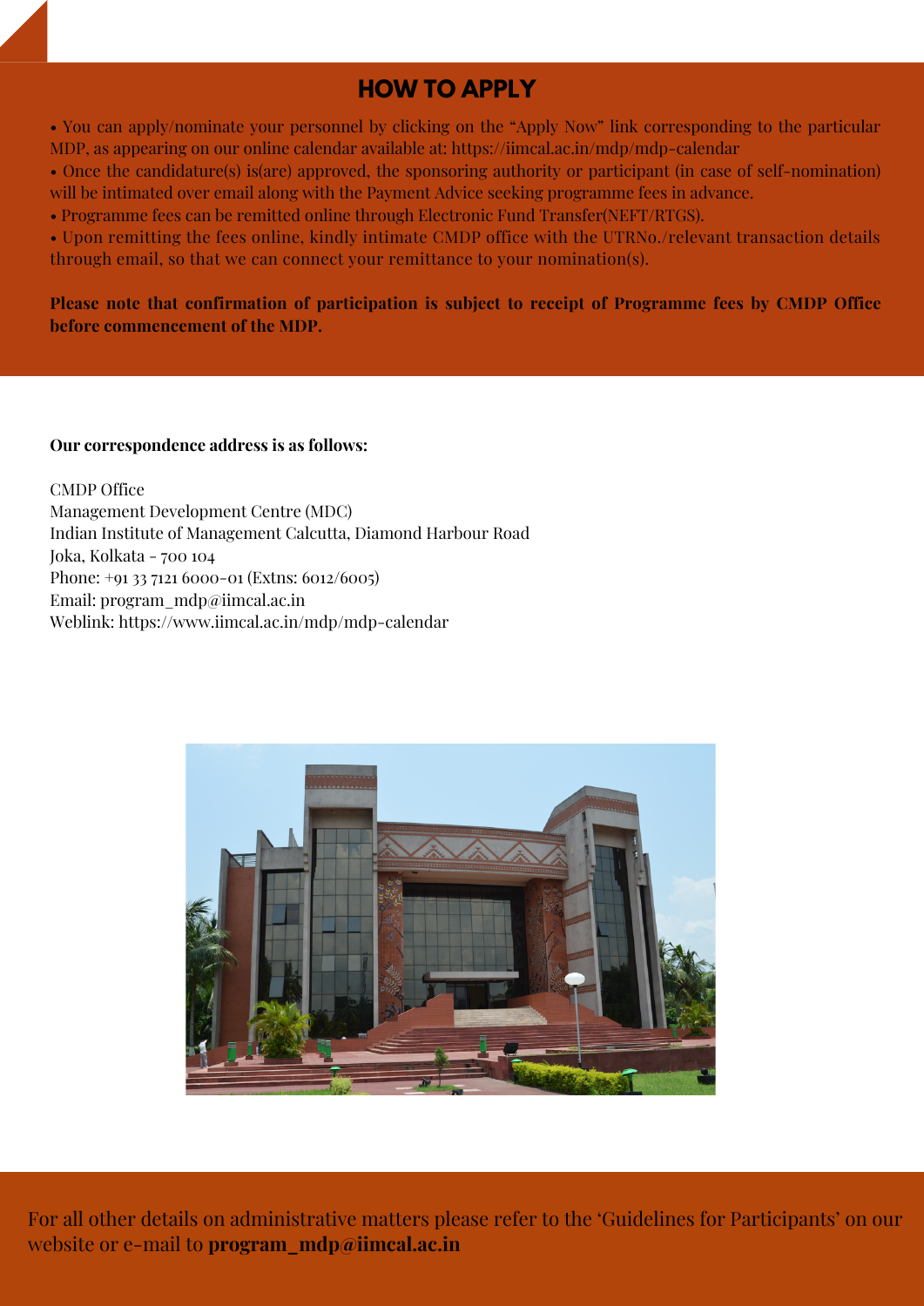## HOW TO APPLY

- You can apply/nominate your personnel by clicking on the "Apply Now" link corresponding to the particular MDP, as appearing on our online calendar available at: https://iimcal.ac.in/mdp/mdp-calendar
- Once the candidature(s) is(are) approved, the sponsoring authority or participant (in case of self-nomination) will be intimated over email along with the Payment Advice seeking programme fees in advance.
- Programme fees can be remitted online through Electronic Fund Transfer(NEFT/RTGS).
- Upon remitting the fees online, kindly intimate CMDP office with the UTRNo./relevant transaction details through email, so that we can connect your remittance to your nomination(s).

**Please note that confirmation of participation is subject to receipt of Programme fees by CMDP Office before commencement of the MDP.**

**Our correspondence address is as follows:**

CMDP Office
Management Development Centre (MDC)
Indian Institute of Management Calcutta, Diamond Harbour Road
Joka, Kolkata - 700 104
Phone: +91 33 7121 6000-01 (Extns: 6012/6005)
Email: program_mdp@iimcal.ac.in
Weblink: https://www.iimcal.ac.in/mdp/mdp-calendar

For all other details on administrative matters please refer to the 'Guidelines for Participants' on our website or e-mail to **program_mdp@iimcal.ac.in**